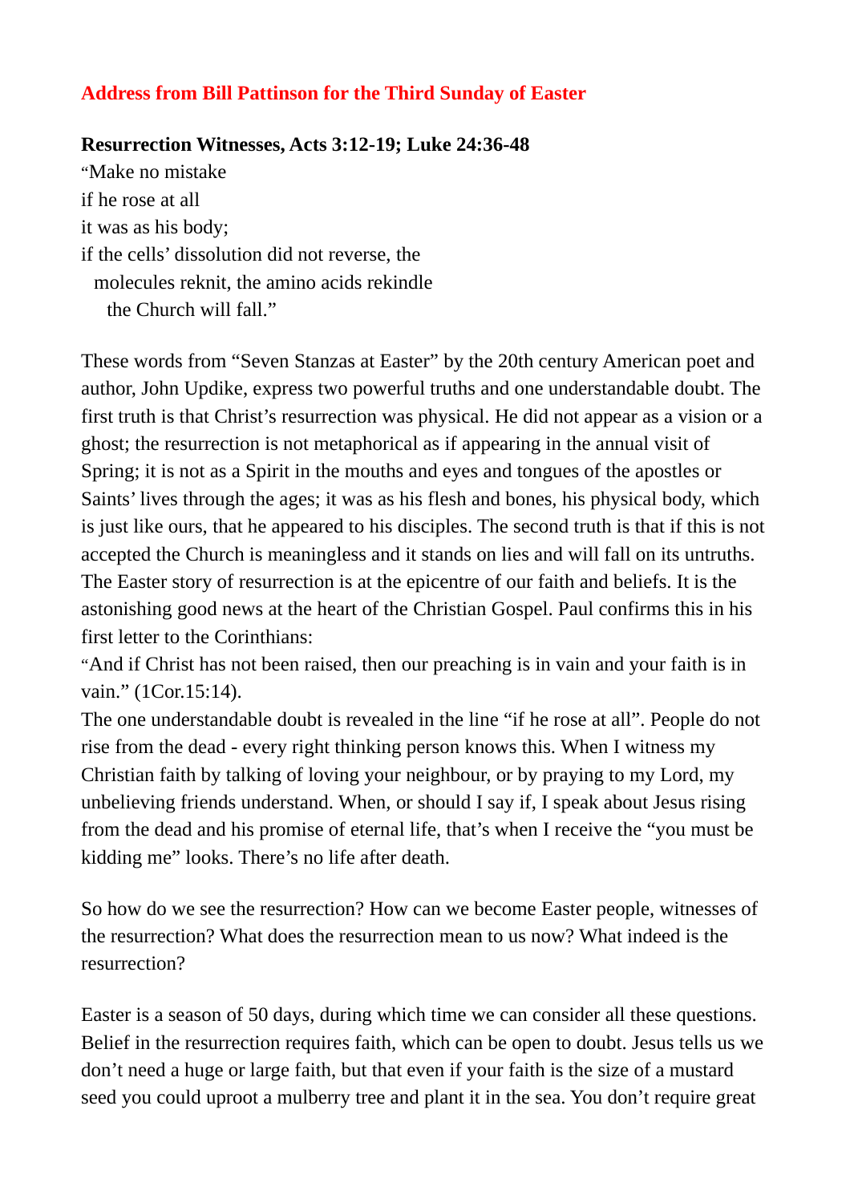## Address from Bill Pattinson for the Third Sunday of Easter

**Resurrection Witnesses, Acts 3:12-19; Luke 24:36-48**

"Make no mistake
if he rose at all
it was as his body;
if the cells' dissolution did not reverse, the
  molecules reknit, the amino acids rekindle
    the Church will fall."

These words from "Seven Stanzas at Easter" by the 20th century American poet and author, John Updike, express two powerful truths and one understandable doubt. The first truth is that Christ's resurrection was physical. He did not appear as a vision or a ghost; the resurrection is not metaphorical as if appearing in the annual visit of Spring; it is not as a Spirit in the mouths and eyes and tongues of the apostles or Saints' lives through the ages; it was as his flesh and bones, his physical body, which is just like ours, that he appeared to his disciples. The second truth is that if this is not accepted the Church is meaningless and it stands on lies and will fall on its untruths. The Easter story of resurrection is at the epicentre of our faith and beliefs. It is the astonishing good news at the heart of the Christian Gospel. Paul confirms this in his first letter to the Corinthians:

"And if Christ has not been raised, then our preaching is in vain and your faith is in vain." (1Cor.15:14).

The one understandable doubt is revealed in the line "if he rose at all". People do not rise from the dead - every right thinking person knows this. When I witness my Christian faith by talking of loving your neighbour, or by praying to my Lord, my unbelieving friends understand. When, or should I say if, I speak about Jesus rising from the dead and his promise of eternal life, that's when I receive the "you must be kidding me" looks. There's no life after death.

So how do we see the resurrection? How can we become Easter people, witnesses of the resurrection? What does the resurrection mean to us now? What indeed is the resurrection?

Easter is a season of 50 days, during which time we can consider all these questions. Belief in the resurrection requires faith, which can be open to doubt. Jesus tells us we don't need a huge or large faith, but that even if your faith is the size of a mustard seed you could uproot a mulberry tree and plant it in the sea. You don't require great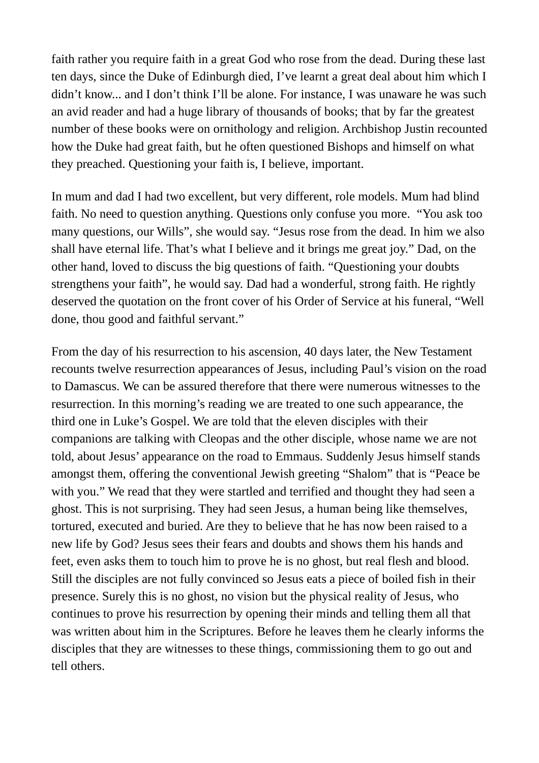faith rather you require faith in a great God who rose from the dead. During these last ten days, since the Duke of Edinburgh died, I've learnt a great deal about him which I didn't know... and I don't think I'll be alone. For instance, I was unaware he was such an avid reader and had a huge library of thousands of books; that by far the greatest number of these books were on ornithology and religion. Archbishop Justin recounted how the Duke had great faith, but he often questioned Bishops and himself on what they preached. Questioning your faith is, I believe, important.

In mum and dad I had two excellent, but very different, role models. Mum had blind faith. No need to question anything. Questions only confuse you more. "You ask too many questions, our Wills", she would say. "Jesus rose from the dead. In him we also shall have eternal life. That's what I believe and it brings me great joy." Dad, on the other hand, loved to discuss the big questions of faith. "Questioning your doubts strengthens your faith", he would say. Dad had a wonderful, strong faith. He rightly deserved the quotation on the front cover of his Order of Service at his funeral, "Well done, thou good and faithful servant."

From the day of his resurrection to his ascension, 40 days later, the New Testament recounts twelve resurrection appearances of Jesus, including Paul's vision on the road to Damascus. We can be assured therefore that there were numerous witnesses to the resurrection. In this morning's reading we are treated to one such appearance, the third one in Luke's Gospel. We are told that the eleven disciples with their companions are talking with Cleopas and the other disciple, whose name we are not told, about Jesus' appearance on the road to Emmaus. Suddenly Jesus himself stands amongst them, offering the conventional Jewish greeting "Shalom" that is "Peace be with you." We read that they were startled and terrified and thought they had seen a ghost. This is not surprising. They had seen Jesus, a human being like themselves, tortured, executed and buried. Are they to believe that he has now been raised to a new life by God? Jesus sees their fears and doubts and shows them his hands and feet, even asks them to touch him to prove he is no ghost, but real flesh and blood. Still the disciples are not fully convinced so Jesus eats a piece of boiled fish in their presence. Surely this is no ghost, no vision but the physical reality of Jesus, who continues to prove his resurrection by opening their minds and telling them all that was written about him in the Scriptures. Before he leaves them he clearly informs the disciples that they are witnesses to these things, commissioning them to go out and tell others.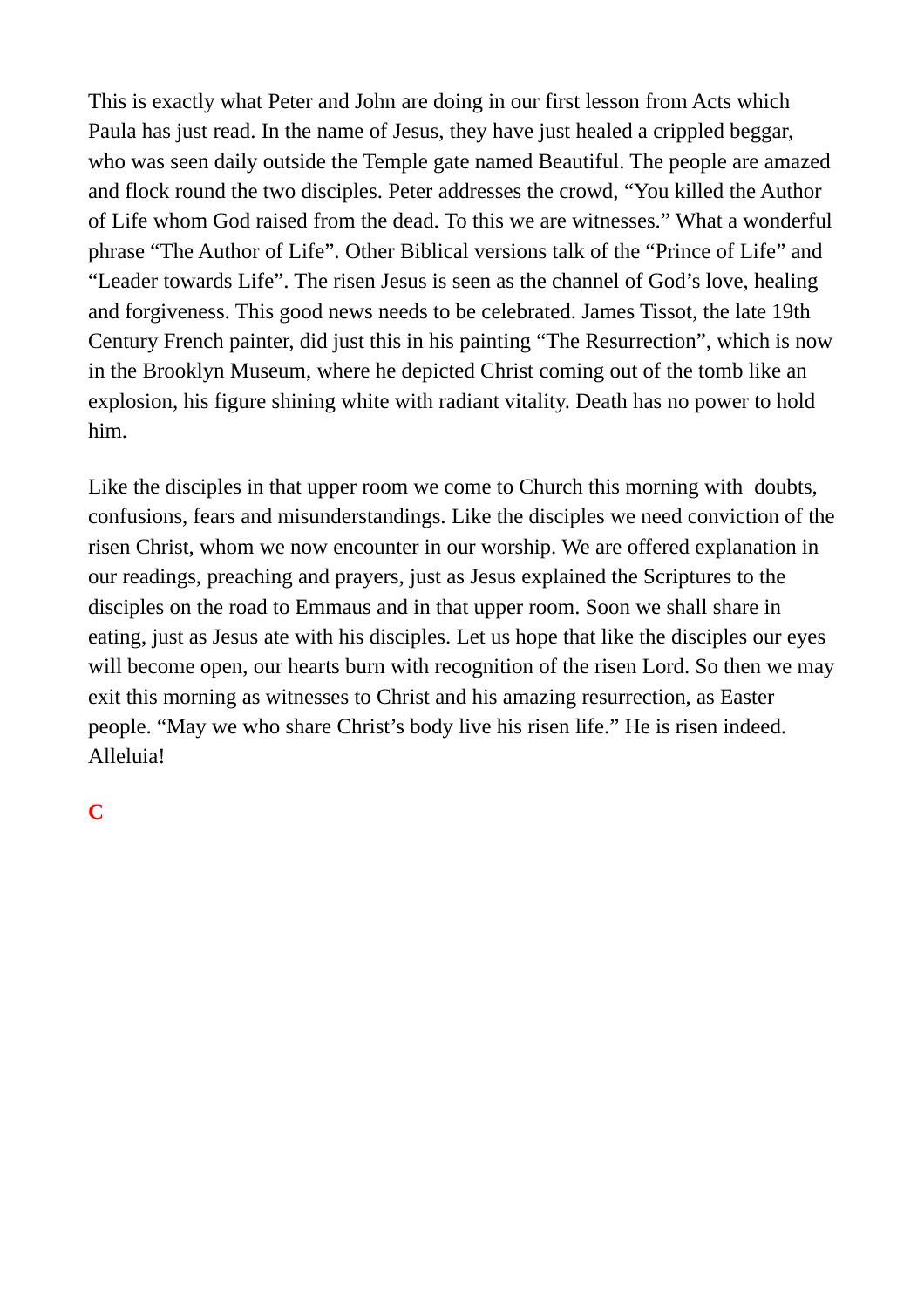This is exactly what Peter and John are doing in our first lesson from Acts which Paula has just read. In the name of Jesus, they have just healed a crippled beggar, who was seen daily outside the Temple gate named Beautiful. The people are amazed and flock round the two disciples. Peter addresses the crowd, "You killed the Author of Life whom God raised from the dead. To this we are witnesses." What a wonderful phrase "The Author of Life". Other Biblical versions talk of the "Prince of Life" and "Leader towards Life". The risen Jesus is seen as the channel of God's love, healing and forgiveness. This good news needs to be celebrated. James Tissot, the late 19th Century French painter, did just this in his painting "The Resurrection", which is now in the Brooklyn Museum, where he depicted Christ coming out of the tomb like an explosion, his figure shining white with radiant vitality. Death has no power to hold him.

Like the disciples in that upper room we come to Church this morning with doubts, confusions, fears and misunderstandings. Like the disciples we need conviction of the risen Christ, whom we now encounter in our worship. We are offered explanation in our readings, preaching and prayers, just as Jesus explained the Scriptures to the disciples on the road to Emmaus and in that upper room. Soon we shall share in eating, just as Jesus ate with his disciples. Let us hope that like the disciples our eyes will become open, our hearts burn with recognition of the risen Lord. So then we may exit this morning as witnesses to Christ and his amazing resurrection, as Easter people. "May we who share Christ's body live his risen life." He is risen indeed. Alleluia!

**C**